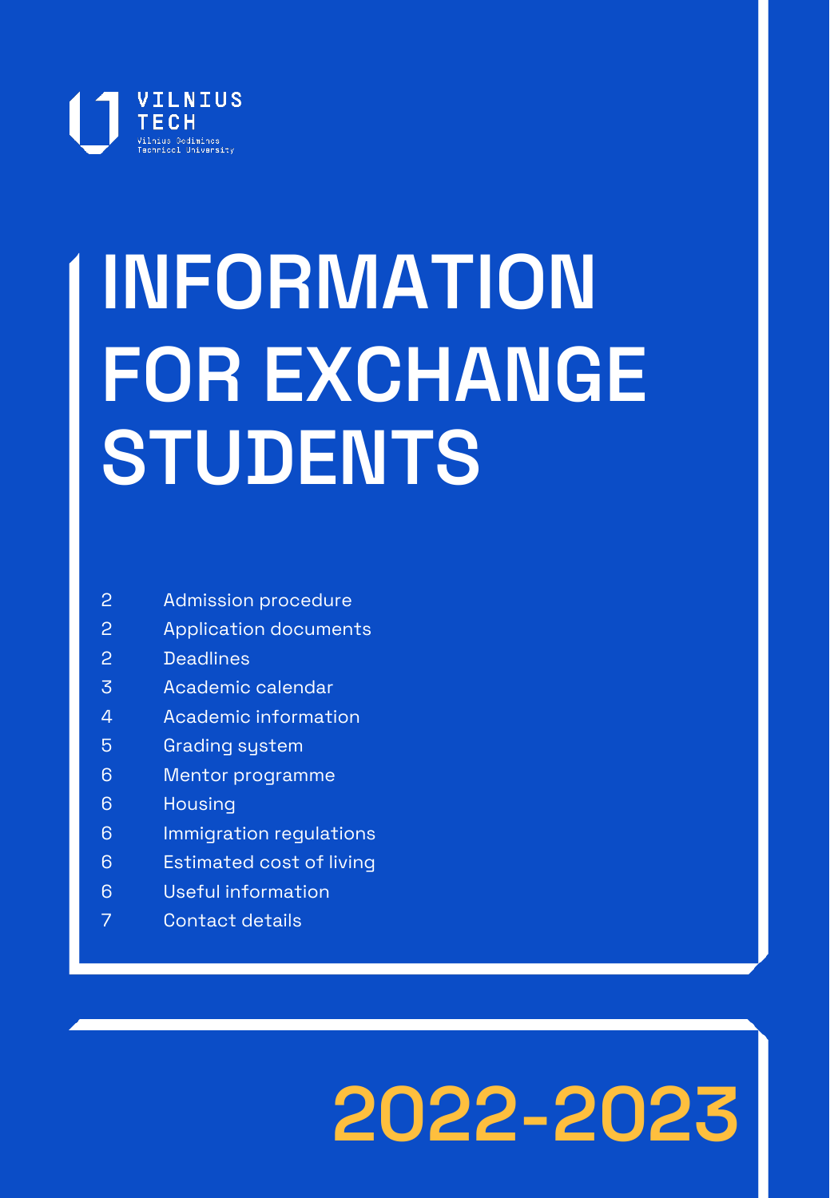VILNIUS TECH

Vilnius Gediminas Technical University

# INFORMATION FOR EXCHANGE STUDENTS

| | |
|---|---|
| 2 | Admission procedure |
| 2 | Application documents |
| 2 | Deadlines |
| 3 | Academic calendar |
| 4 | Academic information |
| 5 | Grading system |
| 6 | Mentor programme |
| 6 | Housing |
| 6 | Immigration regulations |
| 6 | Estimated cost of living |
| 6 | Useful information |
| 7 | Contact details |

## 2022-2023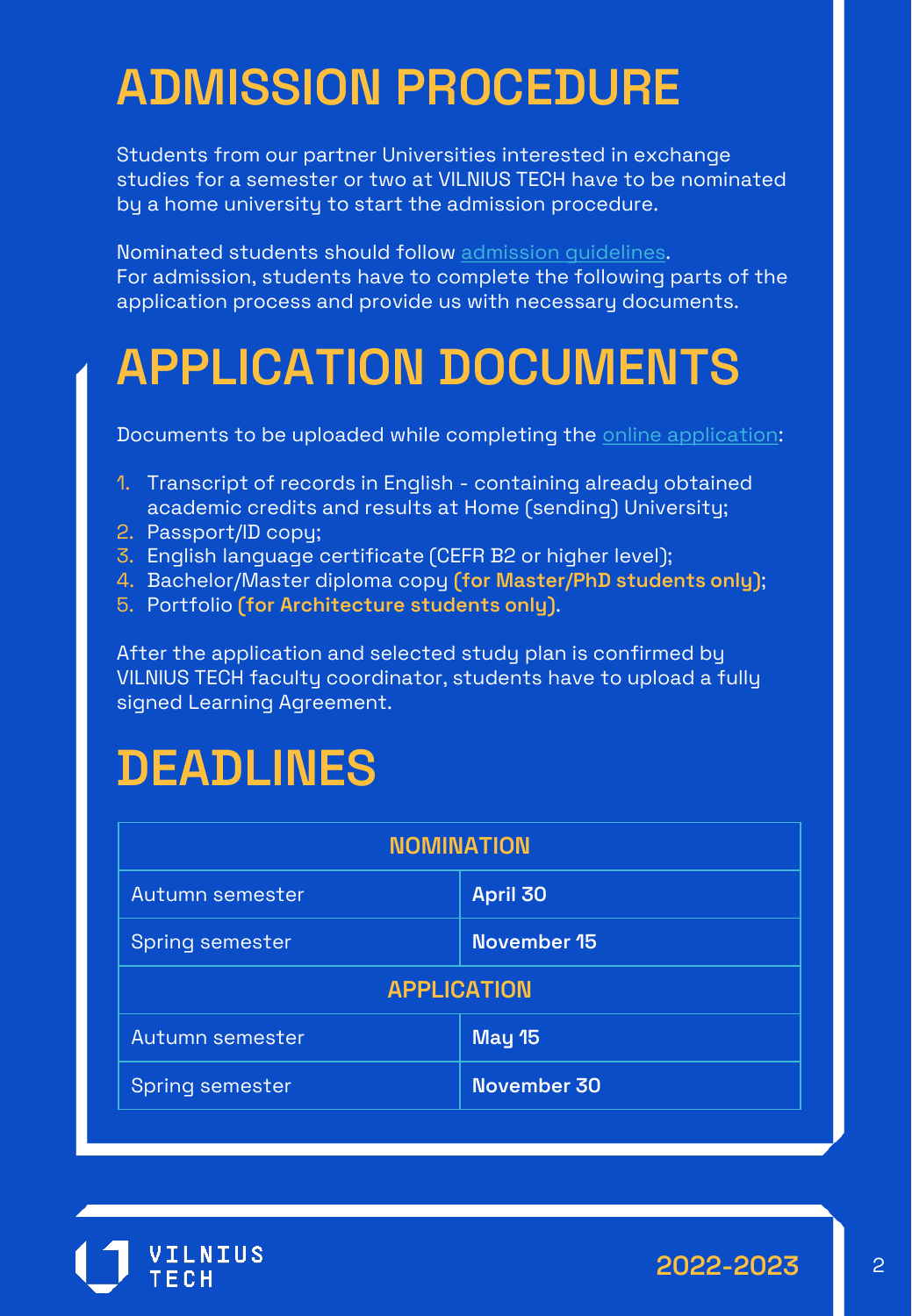# ADMISSION PROCEDURE

Students from our partner Universities interested in exchange studies for a semester or two at VILNIUS TECH have to be nominated by a home university to start the admission procedure.

Nominated students should follow admission guidelines.
For admission, students have to complete the following parts of the application process and provide us with necessary documents.

# APPLICATION DOCUMENTS

Documents to be uploaded while completing the online application:

1. Transcript of records in English - containing already obtained academic credits and results at Home (sending) University;
2. Passport/ID copy;
3. English language certificate (CEFR B2 or higher level);
4. Bachelor/Master diploma copy **(for Master/PhD students only)**;
5. Portfolio **(for Architecture students only)**.

After the application and selected study plan is confirmed by VILNIUS TECH faculty coordinator, students have to upload a fully signed Learning Agreement.

# DEADLINES

| NOMINATION | |
|---|---|
| Autumn semester | **April 30** |
| Spring semester | **November 15** |
| **APPLICATION** | |
| Autumn semester | **May 15** |
| Spring semester | **November 30** |

2022-2023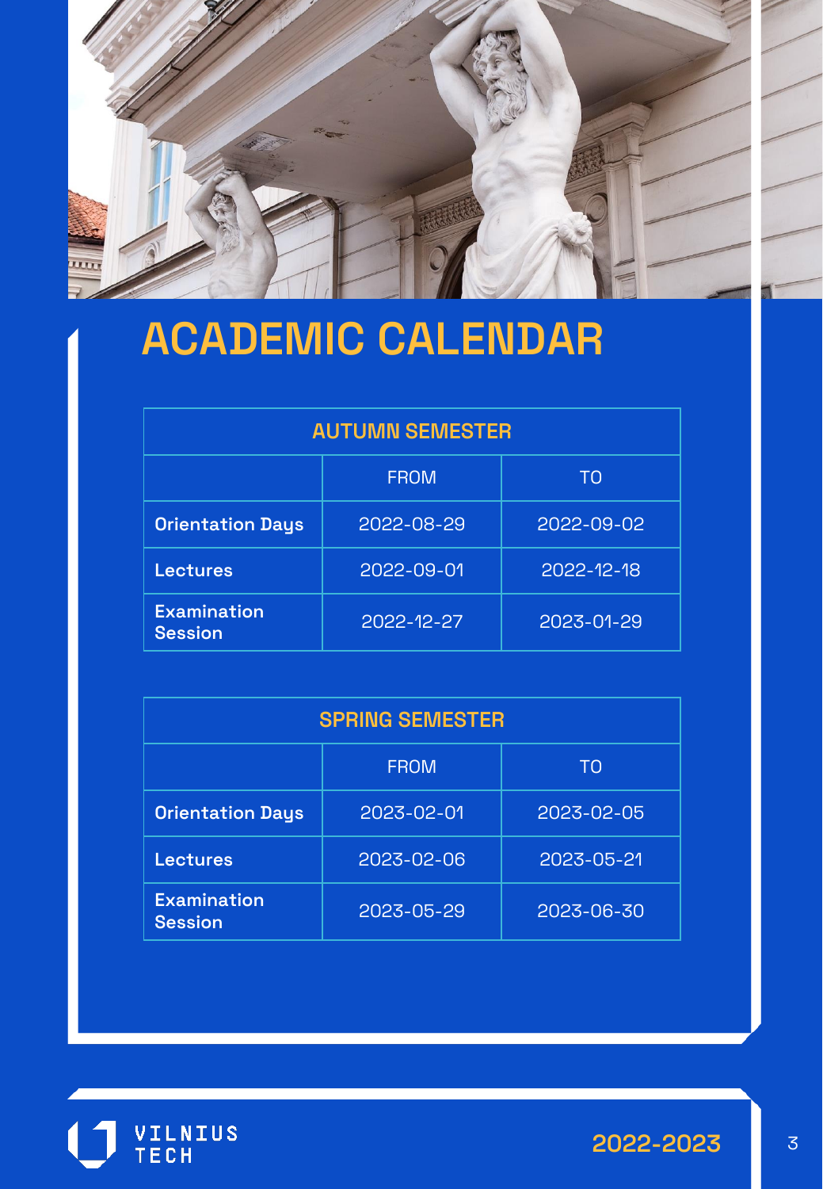# ACADEMIC CALENDAR

| AUTUMN SEMESTER | | |
|---|---|---|
| | FROM | TO |
| **Orientation Days** | 2022-08-29 | 2022-09-02 |
| **Lectures** | 2022-09-01 | 2022-12-18 |
| **Examination Session** | 2022-12-27 | 2023-01-29 |

| SPRING SEMESTER | | |
|---|---|---|
| | FROM | TO |
| **Orientation Days** | 2023-02-01 | 2023-02-05 |
| **Lectures** | 2023-02-06 | 2023-05-21 |
| **Examination Session** | 2023-05-29 | 2023-06-30 |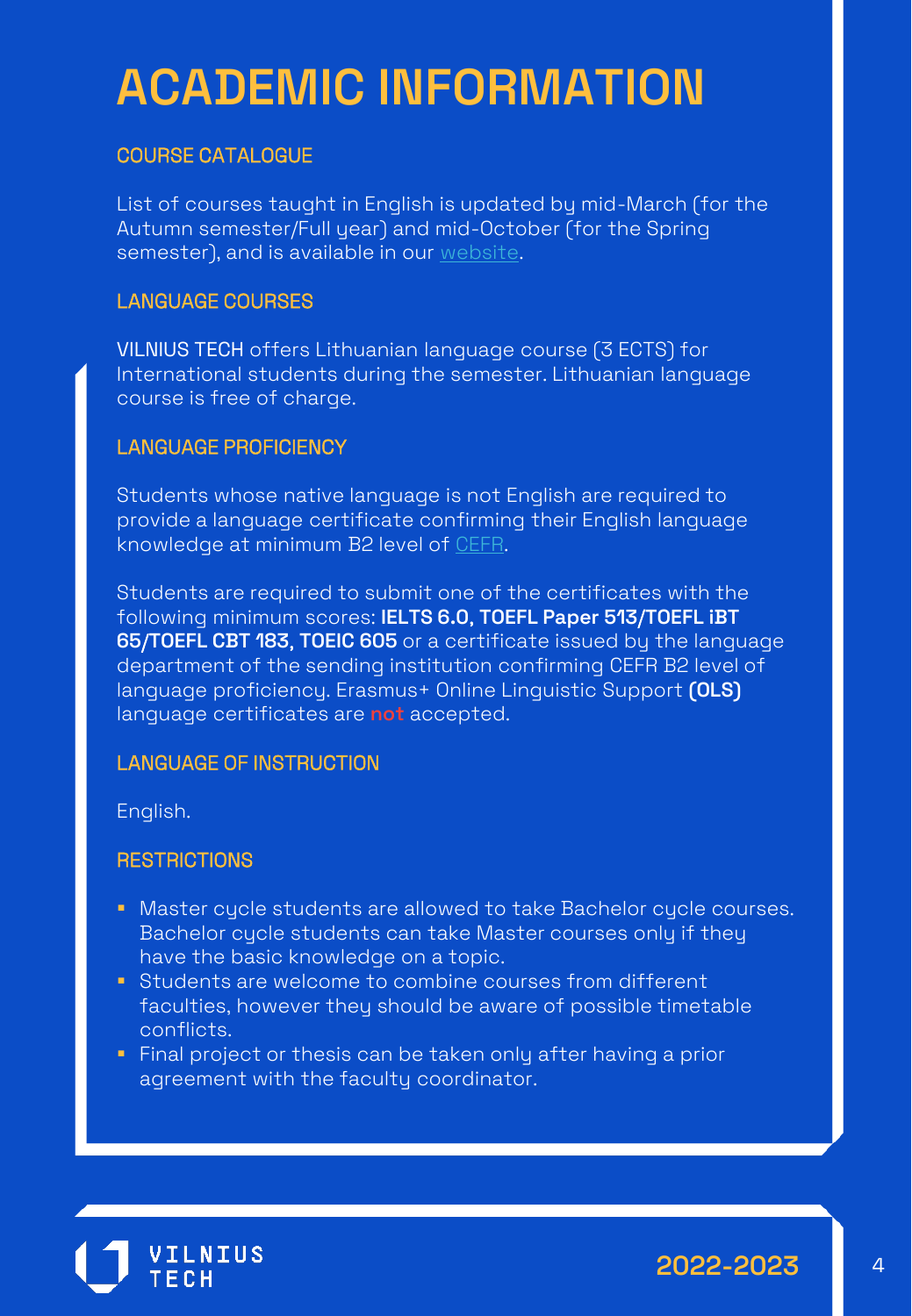# ACADEMIC INFORMATION

## COURSE CATALOGUE

List of courses taught in English is updated by mid-March (for the Autumn semester/Full year) and mid-October (for the Spring semester), and is available in our website.

## LANGUAGE COURSES

VILNIUS TECH offers Lithuanian language course (3 ECTS) for International students during the semester. Lithuanian language course is free of charge.

## LANGUAGE PROFICIENCY

Students whose native language is not English are required to provide a language certificate confirming their English language knowledge at minimum B2 level of CEFR.

Students are required to submit one of the certificates with the following minimum scores: **IELTS 6.0, TOEFL Paper 513/TOEFL iBT 65/TOEFL CBT 183, TOEIC 605** or a certificate issued by the language department of the sending institution confirming CEFR B2 level of language proficiency. Erasmus+ Online Linguistic Support **(OLS)** language certificates are **not** accepted.

## LANGUAGE OF INSTRUCTION

English.

## RESTRICTIONS

- Master cycle students are allowed to take Bachelor cycle courses. Bachelor cycle students can take Master courses only if they have the basic knowledge on a topic.
- Students are welcome to combine courses from different faculties, however they should be aware of possible timetable conflicts.
- Final project or thesis can be taken only after having a prior agreement with the faculty coordinator.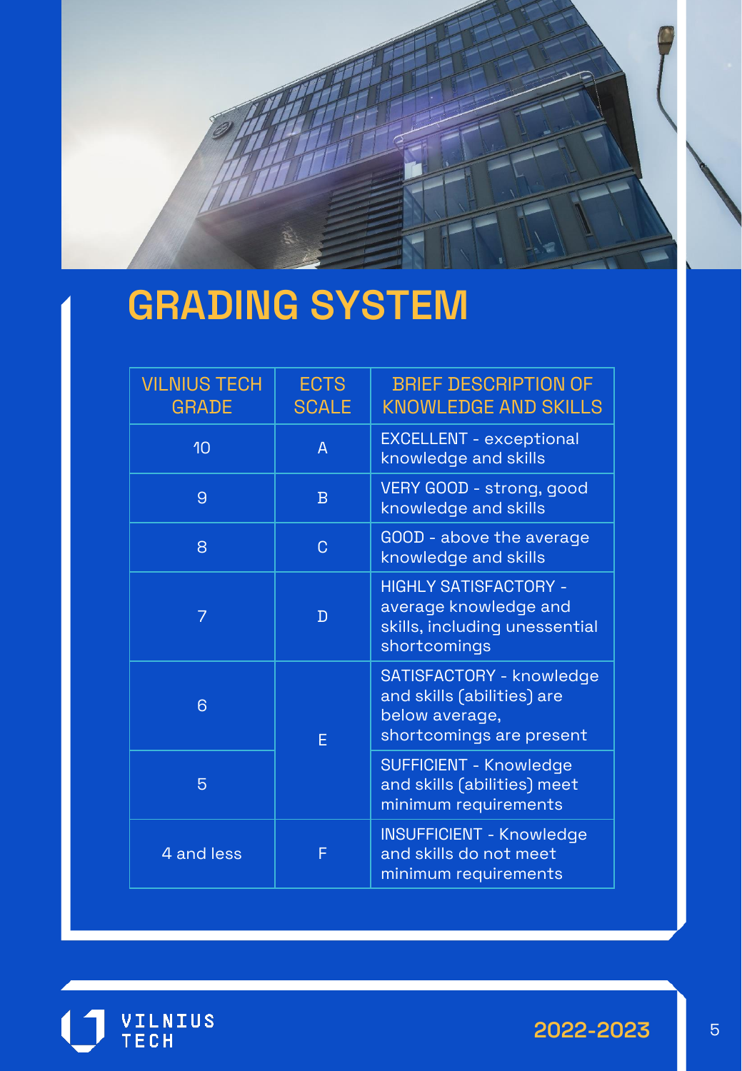# GRADING SYSTEM

| VILNIUS TECH GRADE | ECTS SCALE | BRIEF DESCRIPTION OF KNOWLEDGE AND SKILLS |
|---|---|---|
| 10 | A | EXCELLENT - exceptional knowledge and skills |
| 9 | B | VERY GOOD - strong, good knowledge and skills |
| 8 | C | GOOD - above the average knowledge and skills |
| 7 | D | HIGHLY SATISFACTORY - average knowledge and skills, including unessential shortcomings |
| 6 | E | SATISFACTORY - knowledge and skills (abilities) are below average, shortcomings are present |
| 5 | E | SUFFICIENT - Knowledge and skills (abilities) meet minimum requirements |
| 4 and less | F | INSUFFICIENT - Knowledge and skills do not meet minimum requirements |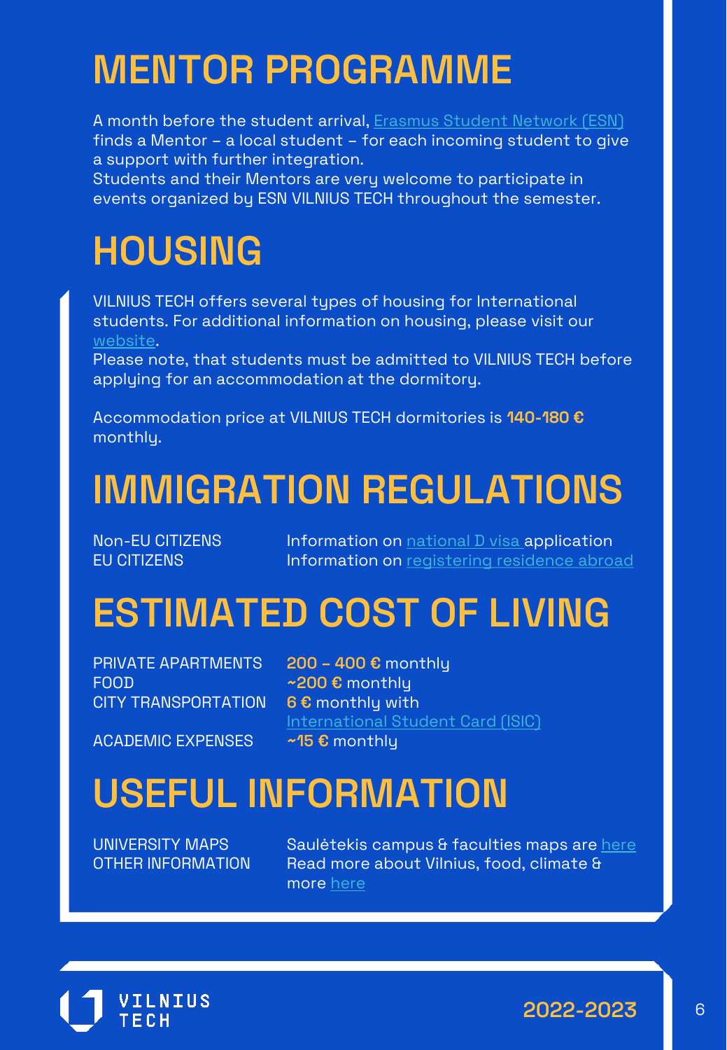# MENTOR PROGRAMME

A month before the student arrival, Erasmus Student Network (ESN) finds a Mentor – a local student – for each incoming student to give a support with further integration.
Students and their Mentors are very welcome to participate in events organized by ESN VILNIUS TECH throughout the semester.

# HOUSING

VILNIUS TECH offers several types of housing for International students. For additional information on housing, please visit our website.
Please note, that students must be admitted to VILNIUS TECH before applying for an accommodation at the dormitory.

Accommodation price at VILNIUS TECH dormitories is **140-180 €** monthly.

# IMMIGRATION REGULATIONS

| | |
|---|---|
| Non-EU CITIZENS | Information on national D visa application |
| EU CITIZENS | Information on registering residence abroad |

# ESTIMATED COST OF LIVING

| | |
|---|---|
| PRIVATE APARTMENTS | **200 – 400 €** monthly |
| FOOD | **~200 €** monthly |
| CITY TRANSPORTATION | **6 €** monthly with International Student Card (ISIC) |
| ACADEMIC EXPENSES | **~15 €** monthly |

# USEFUL INFORMATION

| | |
|---|---|
| UNIVERSITY MAPS | Saulėtekis campus & faculties maps are here |
| OTHER INFORMATION | Read more about Vilnius, food, climate & more here |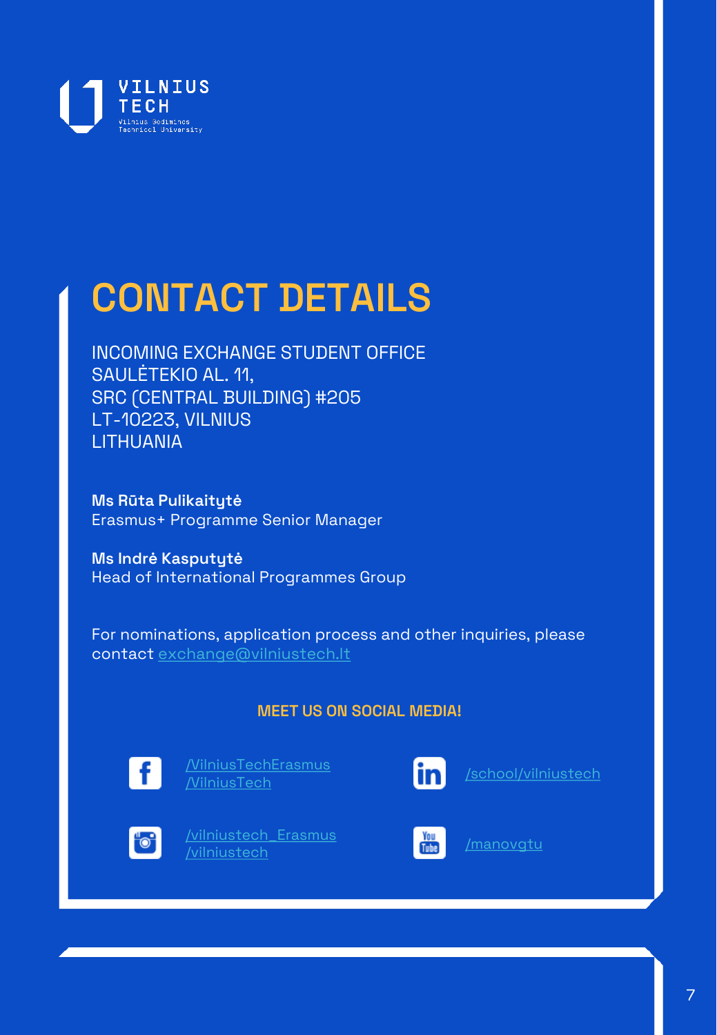VILNIUS TECH

Vilnius Gediminas Technical University

# CONTACT DETAILS

INCOMING EXCHANGE STUDENT OFFICE
SAULĖTEKIO AL. 11,
SRC (CENTRAL BUILDING) #205
LT-10223, VILNIUS
LITHUANIA

**Ms Rūta Pulikaitytė**
Erasmus+ Programme Senior Manager

**Ms Indrė Kasputytė**
Head of International Programmes Group

For nominations, application process and other inquiries, please contact exchange@vilniustech.lt

## MEET US ON SOCIAL MEDIA!

/VilniusTechErasmus
/VilniusTech

/school/vilniustech

/vilniustech_Erasmus
/vilniustech

/manovgtu